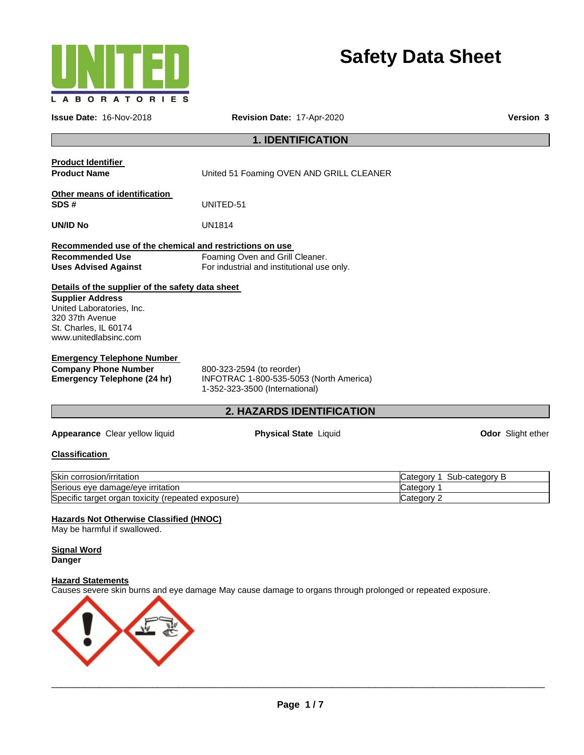UNITED LABORATORIES

# Safety Data Sheet

**Issue Date:** 16-Nov-2018 **Revision Date:** 17-Apr-2020 **Version** 3

## 1. IDENTIFICATION

**Product Identifier**

**Product Name** United 51 Foaming OVEN AND GRILL CLEANER

**Other means of identification**

**SDS #** UNITED-51

**UN/ID No** UN1814

**Recommended use of the chemical and restrictions on use**

**Recommended Use** Foaming Oven and Grill Cleaner.

**Uses Advised Against** For industrial and institutional use only.

**Details of the supplier of the safety data sheet**

**Supplier Address**
United Laboratories, Inc.
320 37th Avenue
St. Charles, IL 60174
www.unitedlabsinc.com

**Emergency Telephone Number**

**Company Phone Number** 800-323-2594 (to reorder)

**Emergency Telephone (24 hr)** INFOTRAC 1-800-535-5053 (North America)
1-352-323-3500 (International)

## 2. HAZARDS IDENTIFICATION

**Appearance** Clear yellow liquid **Physical State** Liquid **Odor** Slight ether

**Classification**

| | |
|---|---|
| Skin corrosion/irritation | Category 1 Sub-category B |
| Serious eye damage/eye irritation | Category 1 |
| Specific target organ toxicity (repeated exposure) | Category 2 |

**Hazards Not Otherwise Classified (HNOC)**
May be harmful if swallowed.

**Signal Word**
**Danger**

**Hazard Statements**
Causes severe skin burns and eye damage May cause damage to organs through prolonged or repeated exposure.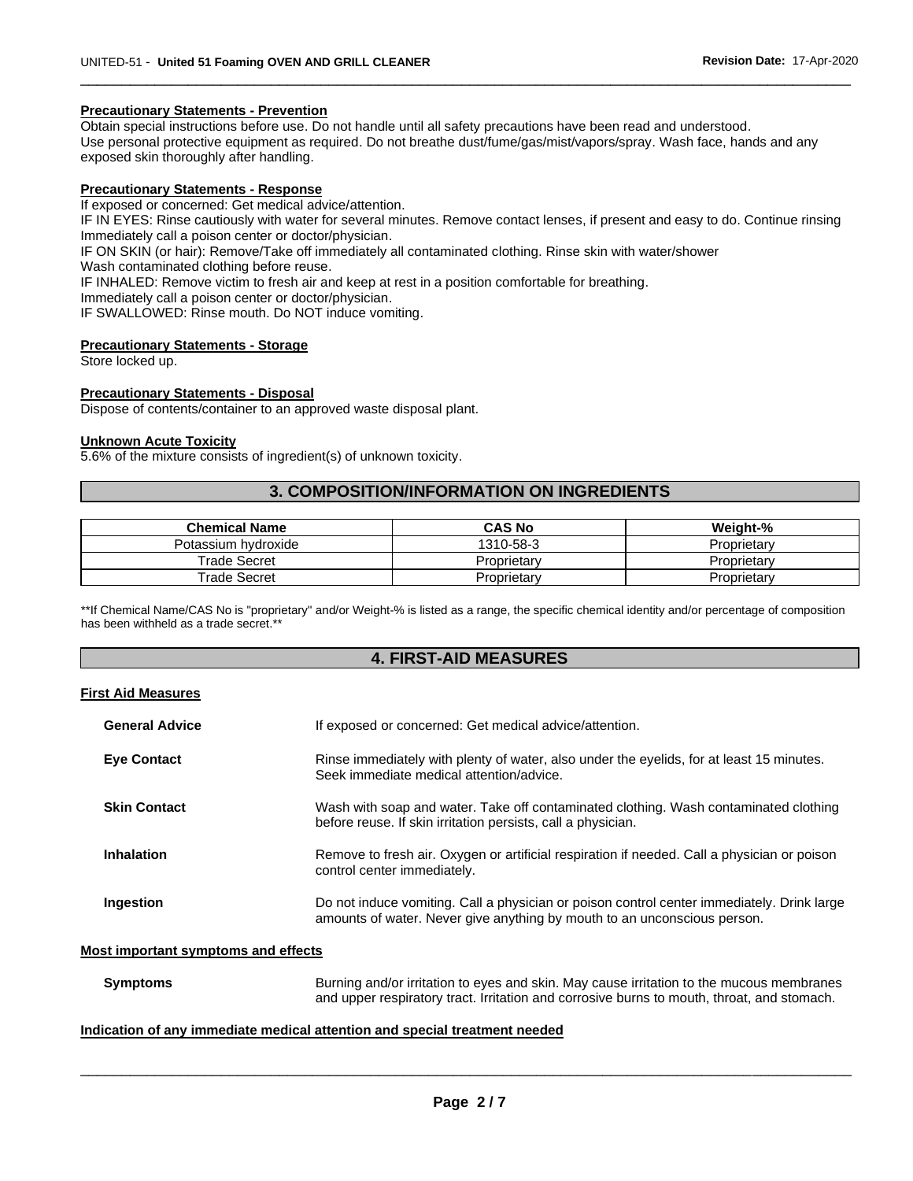#### Precautionary Statements - Prevention

Obtain special instructions before use. Do not handle until all safety precautions have been read and understood.
Use personal protective equipment as required. Do not breathe dust/fume/gas/mist/vapors/spray. Wash face, hands and any exposed skin thoroughly after handling.

#### Precautionary Statements - Response

If exposed or concerned: Get medical advice/attention.
IF IN EYES: Rinse cautiously with water for several minutes. Remove contact lenses, if present and easy to do. Continue rinsing
Immediately call a poison center or doctor/physician.
IF ON SKIN (or hair): Remove/Take off immediately all contaminated clothing. Rinse skin with water/shower
Wash contaminated clothing before reuse.
IF INHALED: Remove victim to fresh air and keep at rest in a position comfortable for breathing.
Immediately call a poison center or doctor/physician.
IF SWALLOWED: Rinse mouth. Do NOT induce vomiting.

#### Precautionary Statements - Storage

Store locked up.

#### Precautionary Statements - Disposal

Dispose of contents/container to an approved waste disposal plant.

#### Unknown Acute Toxicity

5.6% of the mixture consists of ingredient(s) of unknown toxicity.

## 3. COMPOSITION/INFORMATION ON INGREDIENTS

| Chemical Name | CAS No | Weight-% |
|---|---|---|
| Potassium hydroxide | 1310-58-3 | Proprietary |
| Trade Secret | Proprietary | Proprietary |
| Trade Secret | Proprietary | Proprietary |

**If Chemical Name/CAS No is "proprietary" and/or Weight-% is listed as a range, the specific chemical identity and/or percentage of composition has been withheld as a trade secret.**

## 4. FIRST-AID MEASURES

#### First Aid Measures

**General Advice** If exposed or concerned: Get medical advice/attention.

**Eye Contact** Rinse immediately with plenty of water, also under the eyelids, for at least 15 minutes. Seek immediate medical attention/advice.

**Skin Contact** Wash with soap and water. Take off contaminated clothing. Wash contaminated clothing before reuse. If skin irritation persists, call a physician.

**Inhalation** Remove to fresh air. Oxygen or artificial respiration if needed. Call a physician or poison control center immediately.

**Ingestion** Do not induce vomiting. Call a physician or poison control center immediately. Drink large amounts of water. Never give anything by mouth to an unconscious person.

#### Most important symptoms and effects

**Symptoms** Burning and/or irritation to eyes and skin. May cause irritation to the mucous membranes and upper respiratory tract. Irritation and corrosive burns to mouth, throat, and stomach.

#### Indication of any immediate medical attention and special treatment needed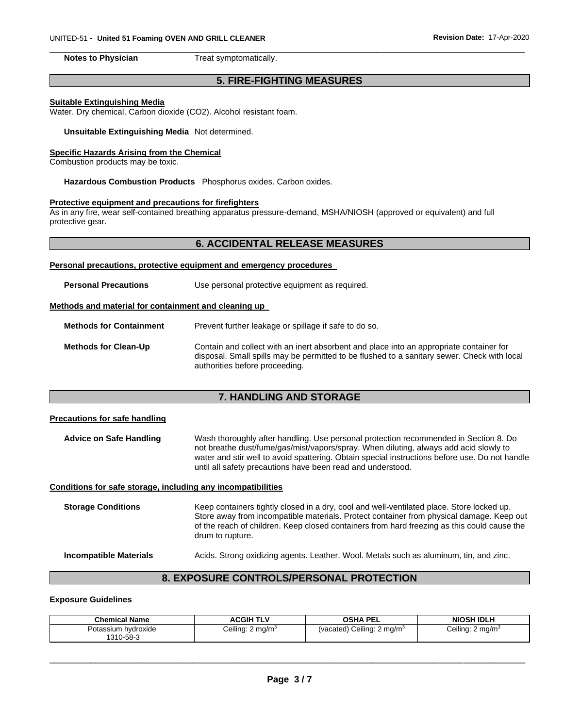**Notes to Physician** Treat symptomatically.

## 5. FIRE-FIGHTING MEASURES

**Suitable Extinguishing Media**
Water. Dry chemical. Carbon dioxide (CO2). Alcohol resistant foam.

**Unsuitable Extinguishing Media** Not determined.

**Specific Hazards Arising from the Chemical**
Combustion products may be toxic.

**Hazardous Combustion Products** Phosphorus oxides. Carbon oxides.

**Protective equipment and precautions for firefighters**
As in any fire, wear self-contained breathing apparatus pressure-demand, MSHA/NIOSH (approved or equivalent) and full protective gear.

## 6. ACCIDENTAL RELEASE MEASURES

**Personal precautions, protective equipment and emergency procedures**

**Personal Precautions** Use personal protective equipment as required.

**Methods and material for containment and cleaning up**

**Methods for Containment** Prevent further leakage or spillage if safe to do so.

**Methods for Clean-Up** Contain and collect with an inert absorbent and place into an appropriate container for disposal. Small spills may be permitted to be flushed to a sanitary sewer. Check with local authorities before proceeding.

## 7. HANDLING AND STORAGE

**Precautions for safe handling**

**Advice on Safe Handling** Wash thoroughly after handling. Use personal protection recommended in Section 8. Do not breathe dust/fume/gas/mist/vapors/spray. When diluting, always add acid slowly to water and stir well to avoid spattering. Obtain special instructions before use. Do not handle until all safety precautions have been read and understood.

**Conditions for safe storage, including any incompatibilities**

**Storage Conditions** Keep containers tightly closed in a dry, cool and well-ventilated place. Store locked up. Store away from incompatible materials. Protect container from physical damage. Keep out of the reach of children. Keep closed containers from hard freezing as this could cause the drum to rupture.

**Incompatible Materials** Acids. Strong oxidizing agents. Leather. Wool. Metals such as aluminum, tin, and zinc.

## 8. EXPOSURE CONTROLS/PERSONAL PROTECTION

**Exposure Guidelines**

| Chemical Name | ACGIH TLV | OSHA PEL | NIOSH IDLH |
|---|---|---|---|
| Potassium hydroxide<br>1310-58-3 | Ceiling: 2 mg/m$^3$ | (vacated) Ceiling: 2 mg/m$^3$ | Ceiling: 2 mg/m$^3$ |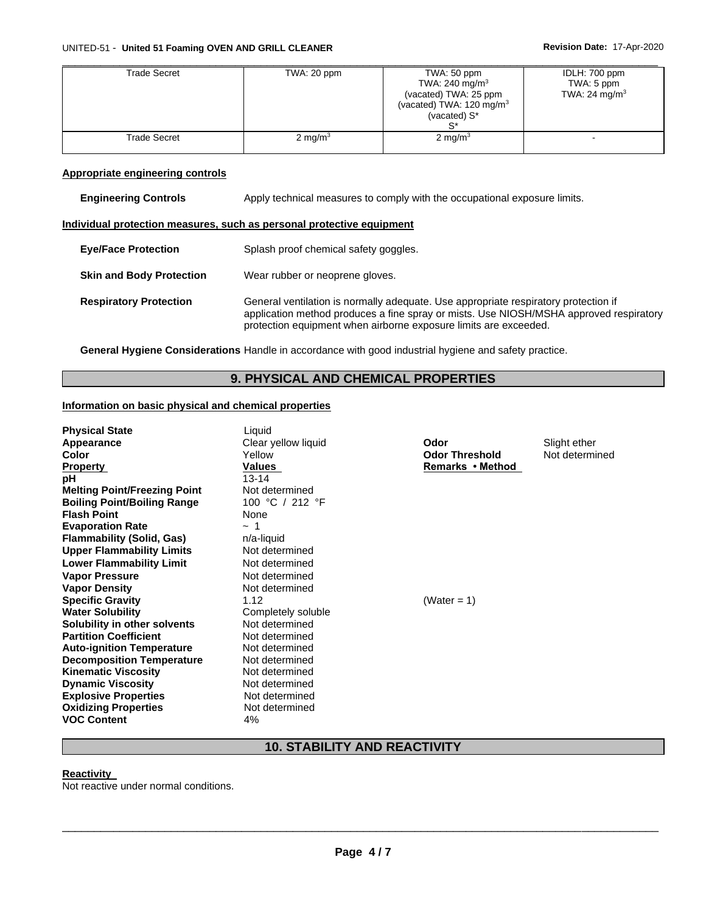| | | | |
|---|---|---|---|
| Trade Secret | TWA: 20 ppm | TWA: 50 ppm<br>TWA: 240 mg/m$^3$<br>(vacated) TWA: 25 ppm<br>(vacated) TWA: 120 mg/m$^3$<br>(vacated) S*<br>S* | IDLH: 700 ppm<br>TWA: 5 ppm<br>TWA: 24 mg/m$^3$ |
| Trade Secret | 2 mg/m$^3$ | 2 mg/m$^3$ | - |

**Appropriate engineering controls**

**Engineering Controls** Apply technical measures to comply with the occupational exposure limits.

**Individual protection measures, such as personal protective equipment**

**Eye/Face Protection** Splash proof chemical safety goggles.

**Skin and Body Protection** Wear rubber or neoprene gloves.

**Respiratory Protection** General ventilation is normally adequate. Use appropriate respiratory protection if application method produces a fine spray or mists. Use NIOSH/MSHA approved respiratory protection equipment when airborne exposure limits are exceeded.

**General Hygiene Considerations** Handle in accordance with good industrial hygiene and safety practice.

## 9. PHYSICAL AND CHEMICAL PROPERTIES

**Information on basic physical and chemical properties**

| | | | |
|---|---|---|---|
| **Physical State** | Liquid | | |
| **Appearance** | Clear yellow liquid | **Odor** | Slight ether |
| **Color** | Yellow | **Odor Threshold** | Not determined |
| **Property** | **Values** | **Remarks • Method** | |
| **pH** | 13-14 | | |
| **Melting Point/Freezing Point** | Not determined | | |
| **Boiling Point/Boiling Range** | 100 °C / 212 °F | | |
| **Flash Point** | None | | |
| **Evaporation Rate** | ~ 1 | | |
| **Flammability (Solid, Gas)** | n/a-liquid | | |
| **Upper Flammability Limits** | Not determined | | |
| **Lower Flammability Limit** | Not determined | | |
| **Vapor Pressure** | Not determined | | |
| **Vapor Density** | Not determined | | |
| **Specific Gravity** | 1.12 | (Water = 1) | |
| **Water Solubility** | Completely soluble | | |
| **Solubility in other solvents** | Not determined | | |
| **Partition Coefficient** | Not determined | | |
| **Auto-ignition Temperature** | Not determined | | |
| **Decomposition Temperature** | Not determined | | |
| **Kinematic Viscosity** | Not determined | | |
| **Dynamic Viscosity** | Not determined | | |
| **Explosive Properties** | Not determined | | |
| **Oxidizing Properties** | Not determined | | |
| **VOC Content** | 4% | | |

## 10. STABILITY AND REACTIVITY

**Reactivity**

Not reactive under normal conditions.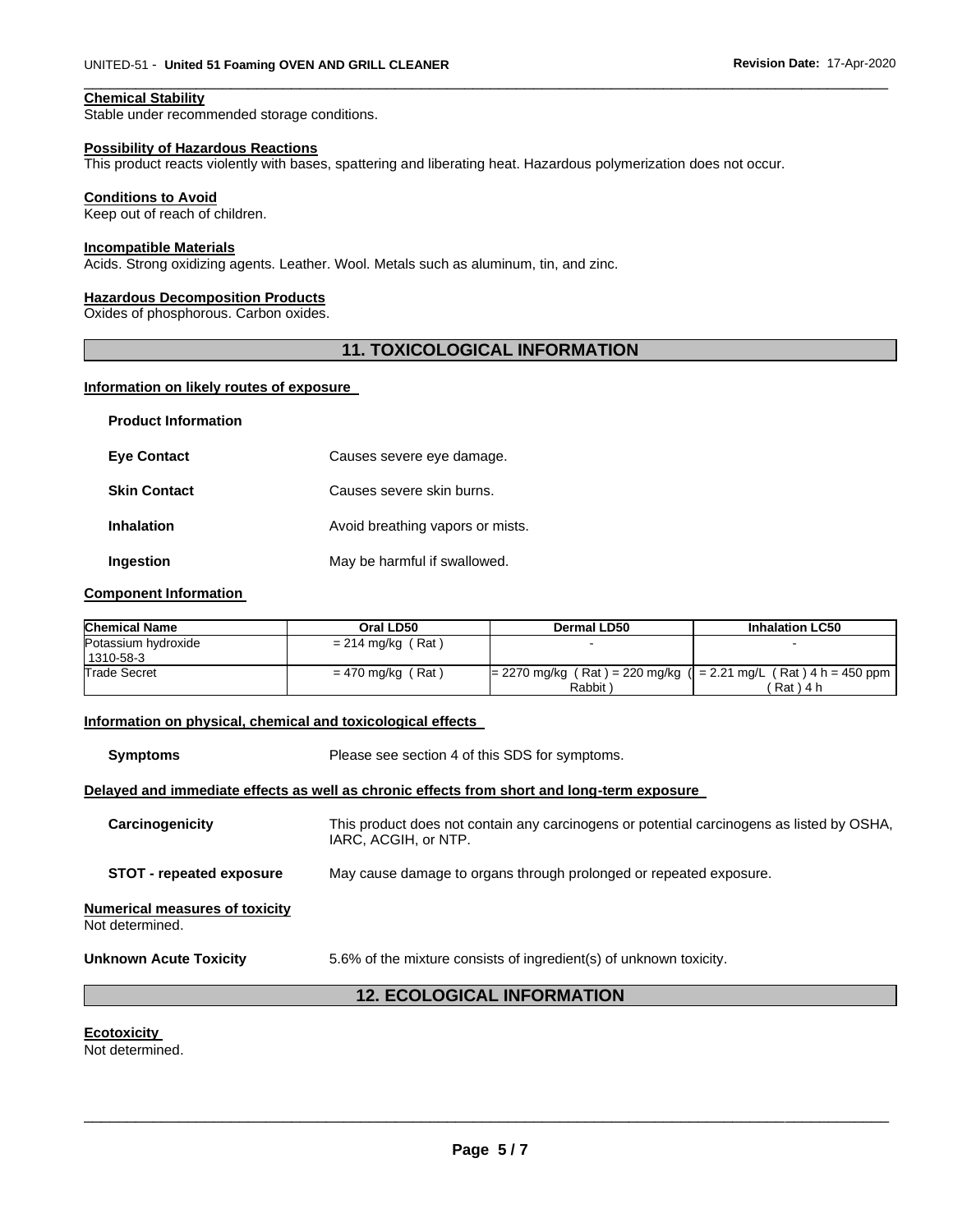**Chemical Stability**

Stable under recommended storage conditions.

**Possibility of Hazardous Reactions**

This product reacts violently with bases, spattering and liberating heat. Hazardous polymerization does not occur.

**Conditions to Avoid**

Keep out of reach of children.

**Incompatible Materials**

Acids. Strong oxidizing agents. Leather. Wool. Metals such as aluminum, tin, and zinc.

**Hazardous Decomposition Products**

Oxides of phosphorous. Carbon oxides.

## 11. TOXICOLOGICAL INFORMATION

**Information on likely routes of exposure**

**Product Information**

**Eye Contact** Causes severe eye damage.

**Skin Contact** Causes severe skin burns.

**Inhalation** Avoid breathing vapors or mists.

**Ingestion** May be harmful if swallowed.

**Component Information**

| Chemical Name | Oral LD50 | Dermal LD50 | Inhalation LC50 |
|---|---|---|---|
| Potassium hydroxide 1310-58-3 | = 214 mg/kg ( Rat ) | - | - |
| Trade Secret | = 470 mg/kg ( Rat ) | = 2270 mg/kg ( Rat ) = 220 mg/kg ( Rabbit ) | = 2.21 mg/L ( Rat ) 4 h = 450 ppm ( Rat ) 4 h |

**Information on physical, chemical and toxicological effects**

**Symptoms** Please see section 4 of this SDS for symptoms.

**Delayed and immediate effects as well as chronic effects from short and long-term exposure**

**Carcinogenicity** This product does not contain any carcinogens or potential carcinogens as listed by OSHA, IARC, ACGIH, or NTP.

**STOT - repeated exposure** May cause damage to organs through prolonged or repeated exposure.

**Numerical measures of toxicity**

Not determined.

**Unknown Acute Toxicity** 5.6% of the mixture consists of ingredient(s) of unknown toxicity.

## 12. ECOLOGICAL INFORMATION

**Ecotoxicity**

Not determined.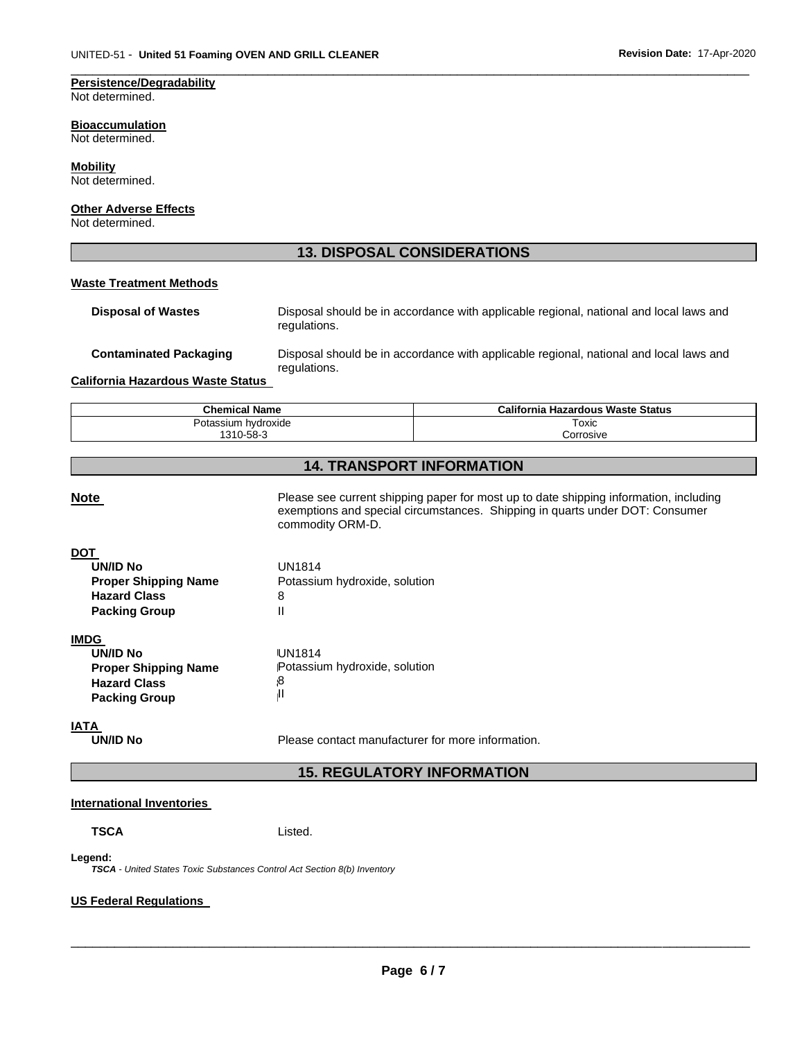**Persistence/Degradability**
Not determined.

**Bioaccumulation**
Not determined.

**Mobility**
Not determined.

**Other Adverse Effects**
Not determined.

## 13. DISPOSAL CONSIDERATIONS

**Waste Treatment Methods**

**Disposal of Wastes** Disposal should be in accordance with applicable regional, national and local laws and regulations.

**Contaminated Packaging** Disposal should be in accordance with applicable regional, national and local laws and regulations.

**California Hazardous Waste Status**

| Chemical Name | California Hazardous Waste Status |
|---|---|
| Potassium hydroxide<br>1310-58-3 | Toxic<br>Corrosive |

## 14. TRANSPORT INFORMATION

**Note** Please see current shipping paper for most up to date shipping information, including exemptions and special circumstances. Shipping in quarts under DOT: Consumer commodity ORM-D.

**DOT**

**UN/ID No** UN1814
**Proper Shipping Name** Potassium hydroxide, solution
**Hazard Class** 8
**Packing Group** II

**IMDG**

**UN/ID No** UN1814
**Proper Shipping Name** Potassium hydroxide, solution
**Hazard Class** 8
**Packing Group** II

**IATA**

**UN/ID No** Please contact manufacturer for more information.

## 15. REGULATORY INFORMATION

**International Inventories**

**TSCA** Listed.

**Legend:**
***TSCA** - United States Toxic Substances Control Act Section 8(b) Inventory*

**US Federal Regulations**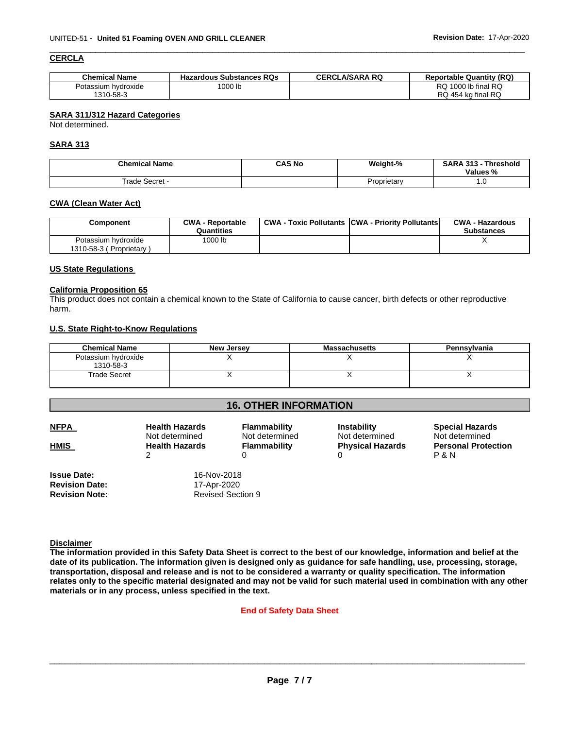### CERCLA

| Chemical Name | Hazardous Substances RQs | CERCLA/SARA RQ | Reportable Quantity (RQ) |
|---|---|---|---|
| Potassium hydroxide 1310-58-3 | 1000 lb | | RQ 1000 lb final RQ RQ 454 kg final RQ |

### SARA 311/312 Hazard Categories

Not determined.

### SARA 313

| Chemical Name | CAS No | Weight-% | SARA 313 - Threshold Values % |
|---|---|---|---|
| Trade Secret - | | Proprietary | 1.0 |

### CWA (Clean Water Act)

| Component | CWA - Reportable Quantities | CWA - Toxic Pollutants | CWA - Priority Pollutants | CWA - Hazardous Substances |
|---|---|---|---|---|
| Potassium hydroxide 1310-58-3 ( Proprietary ) | 1000 lb | | | X |

### US State Regulations

### California Proposition 65

This product does not contain a chemical known to the State of California to cause cancer, birth defects or other reproductive harm.

### U.S. State Right-to-Know Regulations

| Chemical Name | New Jersey | Massachusetts | Pennsylvania |
|---|---|---|---|
| Potassium hydroxide 1310-58-3 | X | X | X |
| Trade Secret | X | X | X |

## 16. OTHER INFORMATION

| | | | | |
|---|---|---|---|---|
| **NFPA** | **Health Hazards** Not determined | **Flammability** Not determined | **Instability** Not determined | **Special Hazards** Not determined |
| **HMIS** | **Health Hazards** 2 | **Flammability** 0 | **Physical Hazards** 0 | **Personal Protection** P & N |

**Issue Date:** 16-Nov-2018
**Revision Date:** 17-Apr-2020
**Revision Note:** Revised Section 9

**Disclaimer**

**The information provided in this Safety Data Sheet is correct to the best of our knowledge, information and belief at the date of its publication. The information given is designed only as guidance for safe handling, use, processing, storage, transportation, disposal and release and is not to be considered a warranty or quality specification. The information relates only to the specific material designated and may not be valid for such material used in combination with any other materials or in any process, unless specified in the text.**

**End of Safety Data Sheet**